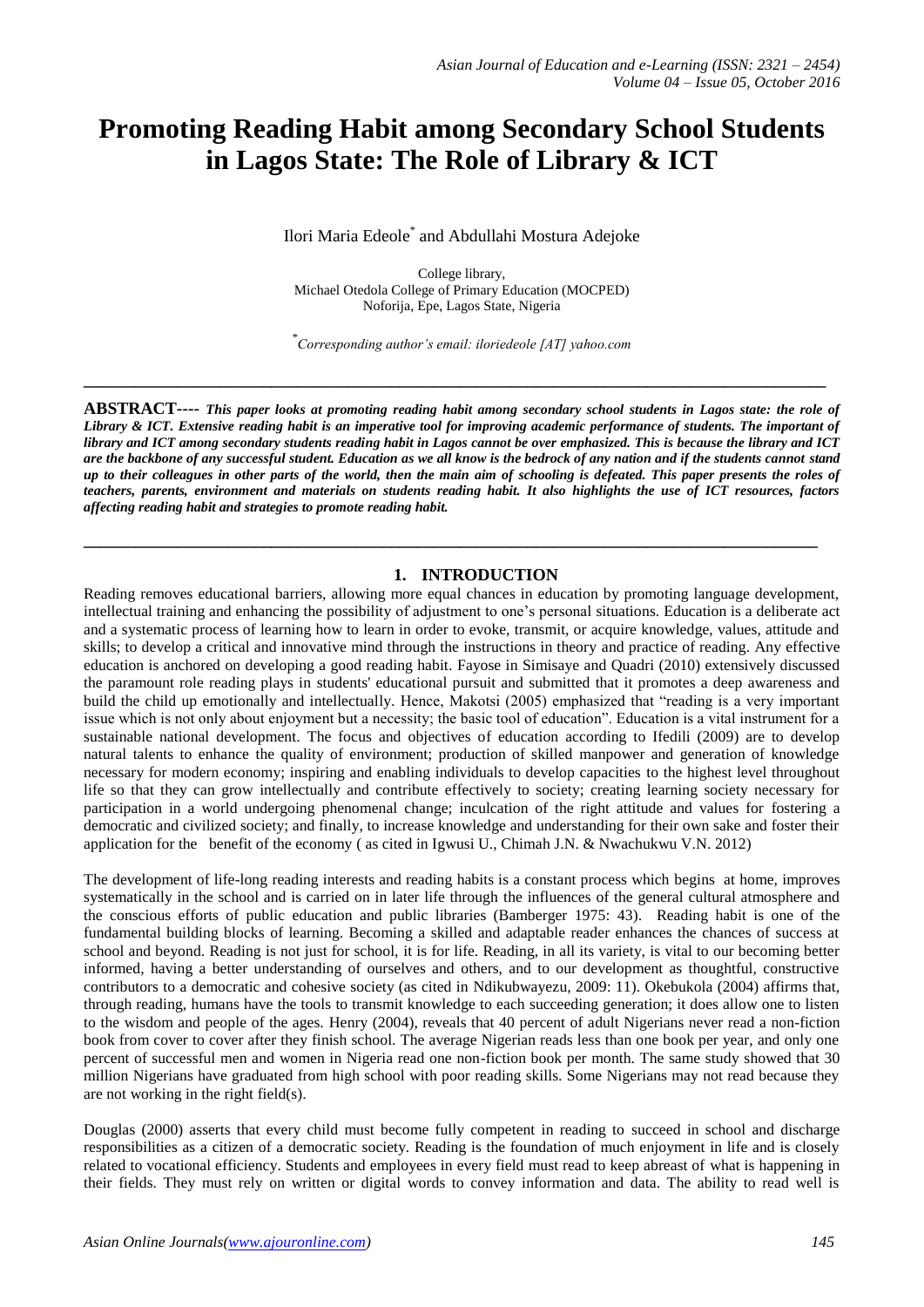# Promoting Reading Habit among Secondary School Students in Lagos State: The Role of Library & ICT

Ilori Maria Edeole* and Abdullahi Mostura Adejoke

College library,
Michael Otedola College of Primary Education (MOCPED)
Noforija, Epe, Lagos State, Nigeria

*Corresponding author's email: iloriedeole [AT] yahoo.com

---

**ABSTRACT----** ***This paper looks at promoting reading habit among secondary school students in Lagos state: the role of Library & ICT. Extensive reading habit is an imperative tool for improving academic performance of students. The important of library and ICT among secondary students reading habit in Lagos cannot be over emphasized. This is because the library and ICT are the backbone of any successful student. Education as we all know is the bedrock of any nation and if the students cannot stand up to their colleagues in other parts of the world, then the main aim of schooling is defeated. This paper presents the roles of teachers, parents, environment and materials on students reading habit. It also highlights the use of ICT resources, factors affecting reading habit and strategies to promote reading habit.***

---

## 1. INTRODUCTION

Reading removes educational barriers, allowing more equal chances in education by promoting language development, intellectual training and enhancing the possibility of adjustment to one's personal situations. Education is a deliberate act and a systematic process of learning how to learn in order to evoke, transmit, or acquire knowledge, values, attitude and skills; to develop a critical and innovative mind through the instructions in theory and practice of reading. Any effective education is anchored on developing a good reading habit. Fayose in Simisaye and Quadri (2010) extensively discussed the paramount role reading plays in students' educational pursuit and submitted that it promotes a deep awareness and build the child up emotionally and intellectually. Hence, Makotsi (2005) emphasized that "reading is a very important issue which is not only about enjoyment but a necessity; the basic tool of education". Education is a vital instrument for a sustainable national development. The focus and objectives of education according to Ifedili (2009) are to develop natural talents to enhance the quality of environment; production of skilled manpower and generation of knowledge necessary for modern economy; inspiring and enabling individuals to develop capacities to the highest level throughout life so that they can grow intellectually and contribute effectively to society; creating learning society necessary for participation in a world undergoing phenomenal change; inculcation of the right attitude and values for fostering a democratic and civilized society; and finally, to increase knowledge and understanding for their own sake and foster their application for the benefit of the economy ( as cited in Igwusi U., Chimah J.N. & Nwachukwu V.N. 2012)

The development of life-long reading interests and reading habits is a constant process which begins at home, improves systematically in the school and is carried on in later life through the influences of the general cultural atmosphere and the conscious efforts of public education and public libraries (Bamberger 1975: 43). Reading habit is one of the fundamental building blocks of learning. Becoming a skilled and adaptable reader enhances the chances of success at school and beyond. Reading is not just for school, it is for life. Reading, in all its variety, is vital to our becoming better informed, having a better understanding of ourselves and others, and to our development as thoughtful, constructive contributors to a democratic and cohesive society (as cited in Ndikubwayezu, 2009: 11). Okebukola (2004) affirms that, through reading, humans have the tools to transmit knowledge to each succeeding generation; it does allow one to listen to the wisdom and people of the ages. Henry (2004), reveals that 40 percent of adult Nigerians never read a non-fiction book from cover to cover after they finish school. The average Nigerian reads less than one book per year, and only one percent of successful men and women in Nigeria read one non-fiction book per month. The same study showed that 30 million Nigerians have graduated from high school with poor reading skills. Some Nigerians may not read because they are not working in the right field(s).

Douglas (2000) asserts that every child must become fully competent in reading to succeed in school and discharge responsibilities as a citizen of a democratic society. Reading is the foundation of much enjoyment in life and is closely related to vocational efficiency. Students and employees in every field must read to keep abreast of what is happening in their fields. They must rely on written or digital words to convey information and data. The ability to read well is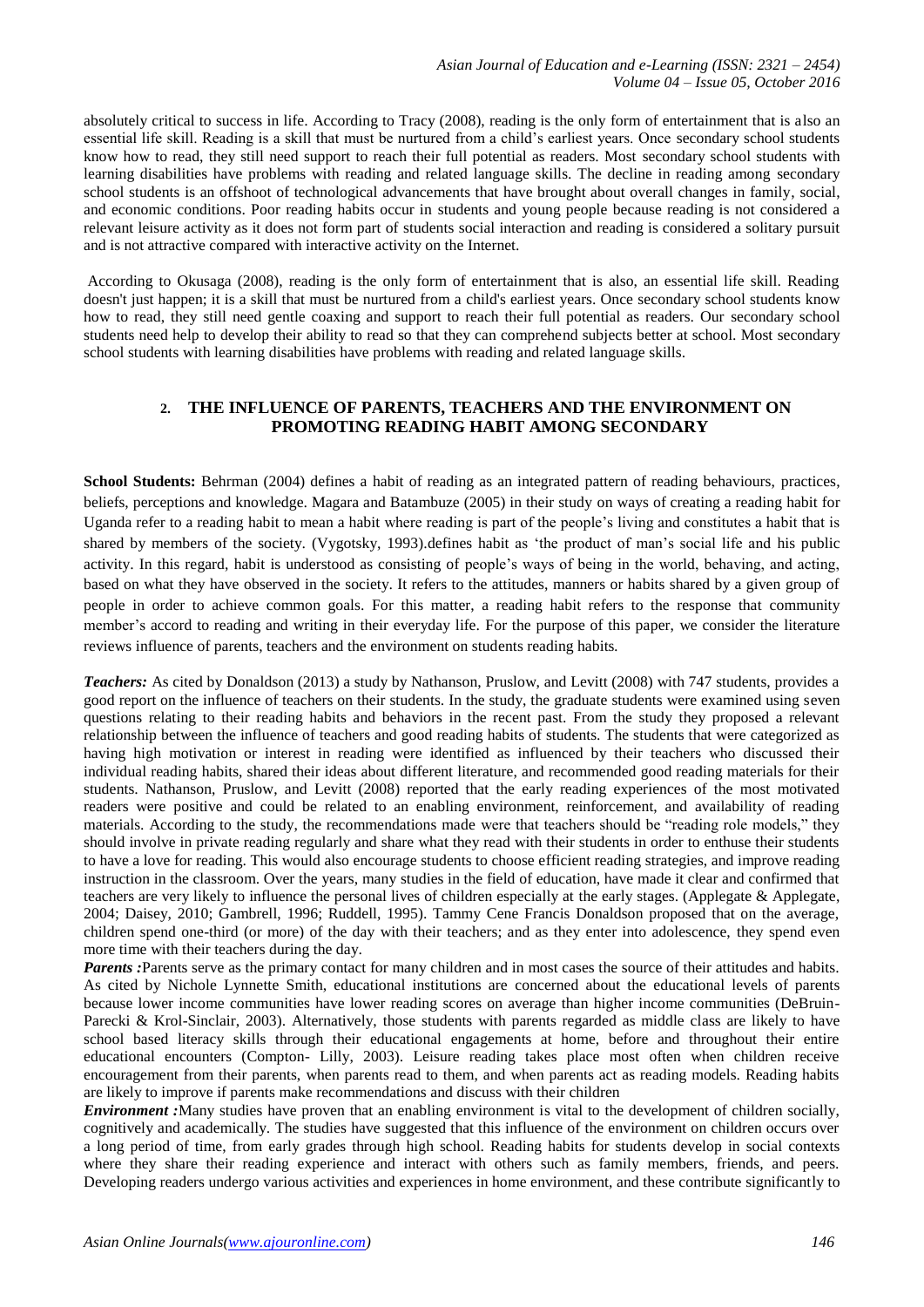absolutely critical to success in life. According to Tracy (2008), reading is the only form of entertainment that is also an essential life skill. Reading is a skill that must be nurtured from a child's earliest years. Once secondary school students know how to read, they still need support to reach their full potential as readers. Most secondary school students with learning disabilities have problems with reading and related language skills. The decline in reading among secondary school students is an offshoot of technological advancements that have brought about overall changes in family, social, and economic conditions. Poor reading habits occur in students and young people because reading is not considered a relevant leisure activity as it does not form part of students social interaction and reading is considered a solitary pursuit and is not attractive compared with interactive activity on the Internet.

According to Okusaga (2008), reading is the only form of entertainment that is also, an essential life skill. Reading doesn't just happen; it is a skill that must be nurtured from a child's earliest years. Once secondary school students know how to read, they still need gentle coaxing and support to reach their full potential as readers. Our secondary school students need help to develop their ability to read so that they can comprehend subjects better at school. Most secondary school students with learning disabilities have problems with reading and related language skills.

## 2. THE INFLUENCE OF PARENTS, TEACHERS AND THE ENVIRONMENT ON PROMOTING READING HABIT AMONG SECONDARY

**School Students:** Behrman (2004) defines a habit of reading as an integrated pattern of reading behaviours, practices, beliefs, perceptions and knowledge. Magara and Batambuze (2005) in their study on ways of creating a reading habit for Uganda refer to a reading habit to mean a habit where reading is part of the people's living and constitutes a habit that is shared by members of the society. (Vygotsky, 1993).defines habit as 'the product of man's social life and his public activity. In this regard, habit is understood as consisting of people's ways of being in the world, behaving, and acting, based on what they have observed in the society. It refers to the attitudes, manners or habits shared by a given group of people in order to achieve common goals. For this matter, a reading habit refers to the response that community member's accord to reading and writing in their everyday life. For the purpose of this paper, we consider the literature reviews influence of parents, teachers and the environment on students reading habits.

***Teachers:*** As cited by Donaldson (2013) a study by Nathanson, Pruslow, and Levitt (2008) with 747 students, provides a good report on the influence of teachers on their students. In the study, the graduate students were examined using seven questions relating to their reading habits and behaviors in the recent past. From the study they proposed a relevant relationship between the influence of teachers and good reading habits of students. The students that were categorized as having high motivation or interest in reading were identified as influenced by their teachers who discussed their individual reading habits, shared their ideas about different literature, and recommended good reading materials for their students. Nathanson, Pruslow, and Levitt (2008) reported that the early reading experiences of the most motivated readers were positive and could be related to an enabling environment, reinforcement, and availability of reading materials. According to the study, the recommendations made were that teachers should be "reading role models," they should involve in private reading regularly and share what they read with their students in order to enthuse their students to have a love for reading. This would also encourage students to choose efficient reading strategies, and improve reading instruction in the classroom. Over the years, many studies in the field of education, have made it clear and confirmed that teachers are very likely to influence the personal lives of children especially at the early stages. (Applegate & Applegate, 2004; Daisey, 2010; Gambrell, 1996; Ruddell, 1995). Tammy Cene Francis Donaldson proposed that on the average, children spend one-third (or more) of the day with their teachers; and as they enter into adolescence, they spend even more time with their teachers during the day.

***Parents :***Parents serve as the primary contact for many children and in most cases the source of their attitudes and habits. As cited by Nichole Lynnette Smith, educational institutions are concerned about the educational levels of parents because lower income communities have lower reading scores on average than higher income communities (DeBruin-Parecki & Krol-Sinclair, 2003). Alternatively, those students with parents regarded as middle class are likely to have school based literacy skills through their educational engagements at home, before and throughout their entire educational encounters (Compton- Lilly, 2003). Leisure reading takes place most often when children receive encouragement from their parents, when parents read to them, and when parents act as reading models. Reading habits are likely to improve if parents make recommendations and discuss with their children

***Environment :***Many studies have proven that an enabling environment is vital to the development of children socially, cognitively and academically. The studies have suggested that this influence of the environment on children occurs over a long period of time, from early grades through high school. Reading habits for students develop in social contexts where they share their reading experience and interact with others such as family members, friends, and peers. Developing readers undergo various activities and experiences in home environment, and these contribute significantly to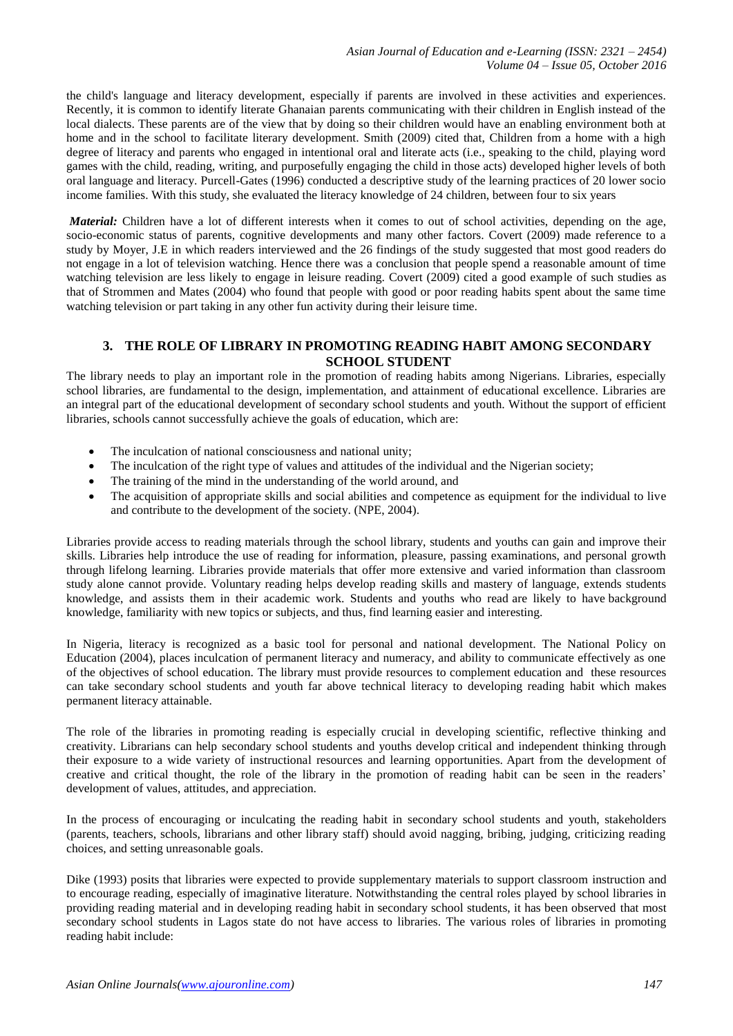the child's language and literacy development, especially if parents are involved in these activities and experiences. Recently, it is common to identify literate Ghanaian parents communicating with their children in English instead of the local dialects. These parents are of the view that by doing so their children would have an enabling environment both at home and in the school to facilitate literary development. Smith (2009) cited that, Children from a home with a high degree of literacy and parents who engaged in intentional oral and literate acts (i.e., speaking to the child, playing word games with the child, reading, writing, and purposefully engaging the child in those acts) developed higher levels of both oral language and literacy. Purcell-Gates (1996) conducted a descriptive study of the learning practices of 20 lower socio income families. With this study, she evaluated the literacy knowledge of 24 children, between four to six years

***Material:*** Children have a lot of different interests when it comes to out of school activities, depending on the age, socio-economic status of parents, cognitive developments and many other factors. Covert (2009) made reference to a study by Moyer, J.E in which readers interviewed and the 26 findings of the study suggested that most good readers do not engage in a lot of television watching. Hence there was a conclusion that people spend a reasonable amount of time watching television are less likely to engage in leisure reading. Covert (2009) cited a good example of such studies as that of Strommen and Mates (2004) who found that people with good or poor reading habits spent about the same time watching television or part taking in any other fun activity during their leisure time.

## 3. THE ROLE OF LIBRARY IN PROMOTING READING HABIT AMONG SECONDARY SCHOOL STUDENT

The library needs to play an important role in the promotion of reading habits among Nigerians. Libraries, especially school libraries, are fundamental to the design, implementation, and attainment of educational excellence. Libraries are an integral part of the educational development of secondary school students and youth. Without the support of efficient libraries, schools cannot successfully achieve the goals of education, which are:

- The inculcation of national consciousness and national unity;
- The inculcation of the right type of values and attitudes of the individual and the Nigerian society;
- The training of the mind in the understanding of the world around, and
- The acquisition of appropriate skills and social abilities and competence as equipment for the individual to live and contribute to the development of the society. (NPE, 2004).

Libraries provide access to reading materials through the school library, students and youths can gain and improve their skills. Libraries help introduce the use of reading for information, pleasure, passing examinations, and personal growth through lifelong learning. Libraries provide materials that offer more extensive and varied information than classroom study alone cannot provide. Voluntary reading helps develop reading skills and mastery of language, extends students knowledge, and assists them in their academic work. Students and youths who read are likely to have background knowledge, familiarity with new topics or subjects, and thus, find learning easier and interesting.

In Nigeria, literacy is recognized as a basic tool for personal and national development. The National Policy on Education (2004), places inculcation of permanent literacy and numeracy, and ability to communicate effectively as one of the objectives of school education. The library must provide resources to complement education and these resources can take secondary school students and youth far above technical literacy to developing reading habit which makes permanent literacy attainable.

The role of the libraries in promoting reading is especially crucial in developing scientific, reflective thinking and creativity. Librarians can help secondary school students and youths develop critical and independent thinking through their exposure to a wide variety of instructional resources and learning opportunities. Apart from the development of creative and critical thought, the role of the library in the promotion of reading habit can be seen in the readers' development of values, attitudes, and appreciation.

In the process of encouraging or inculcating the reading habit in secondary school students and youth, stakeholders (parents, teachers, schools, librarians and other library staff) should avoid nagging, bribing, judging, criticizing reading choices, and setting unreasonable goals.

Dike (1993) posits that libraries were expected to provide supplementary materials to support classroom instruction and to encourage reading, especially of imaginative literature. Notwithstanding the central roles played by school libraries in providing reading material and in developing reading habit in secondary school students, it has been observed that most secondary school students in Lagos state do not have access to libraries. The various roles of libraries in promoting reading habit include: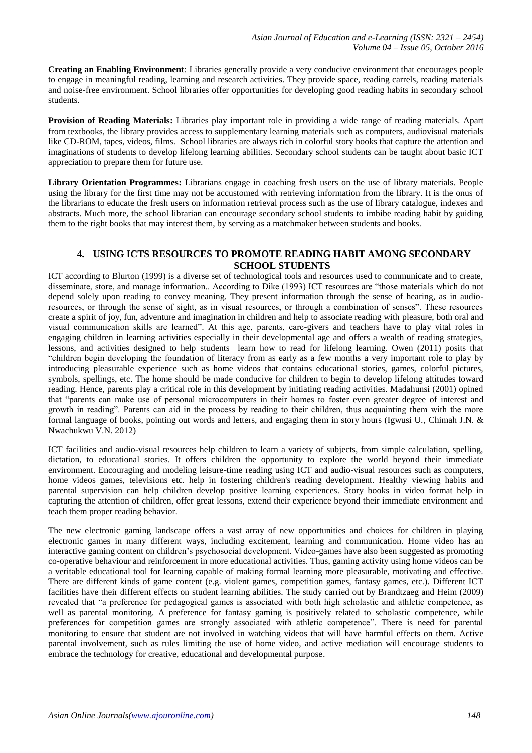**Creating an Enabling Environment**: Libraries generally provide a very conducive environment that encourages people to engage in meaningful reading, learning and research activities. They provide space, reading carrels, reading materials and noise-free environment. School libraries offer opportunities for developing good reading habits in secondary school students.

**Provision of Reading Materials:** Libraries play important role in providing a wide range of reading materials. Apart from textbooks, the library provides access to supplementary learning materials such as computers, audiovisual materials like CD-ROM, tapes, videos, films. School libraries are always rich in colorful story books that capture the attention and imaginations of students to develop lifelong learning abilities. Secondary school students can be taught about basic ICT appreciation to prepare them for future use.

**Library Orientation Programmes:** Librarians engage in coaching fresh users on the use of library materials. People using the library for the first time may not be accustomed with retrieving information from the library. It is the onus of the librarians to educate the fresh users on information retrieval process such as the use of library catalogue, indexes and abstracts. Much more, the school librarian can encourage secondary school students to imbibe reading habit by guiding them to the right books that may interest them, by serving as a matchmaker between students and books.

## 4. USING ICTS RESOURCES TO PROMOTE READING HABIT AMONG SECONDARY SCHOOL STUDENTS

ICT according to Blurton (1999) is a diverse set of technological tools and resources used to communicate and to create, disseminate, store, and manage information.. According to Dike (1993) ICT resources are "those materials which do not depend solely upon reading to convey meaning. They present information through the sense of hearing, as in audio-resources, or through the sense of sight, as in visual resources, or through a combination of senses". These resources create a spirit of joy, fun, adventure and imagination in children and help to associate reading with pleasure, both oral and visual communication skills are learned". At this age, parents, care-givers and teachers have to play vital roles in engaging children in learning activities especially in their developmental age and offers a wealth of reading strategies, lessons, and activities designed to help students learn how to read for lifelong learning. Owen (2011) posits that "children begin developing the foundation of literacy from as early as a few months a very important role to play by introducing pleasurable experience such as home videos that contains educational stories, games, colorful pictures, symbols, spellings, etc. The home should be made conducive for children to begin to develop lifelong attitudes toward reading. Hence, parents play a critical role in this development by initiating reading activities. Madahunsi (2001) opined that "parents can make use of personal microcomputers in their homes to foster even greater degree of interest and growth in reading". Parents can aid in the process by reading to their children, thus acquainting them with the more formal language of books, pointing out words and letters, and engaging them in story hours (Igwusi U., Chimah J.N. & Nwachukwu V.N. 2012)

ICT facilities and audio-visual resources help children to learn a variety of subjects, from simple calculation, spelling, dictation, to educational stories. It offers children the opportunity to explore the world beyond their immediate environment. Encouraging and modeling leisure-time reading using ICT and audio-visual resources such as computers, home videos games, televisions etc. help in fostering children's reading development. Healthy viewing habits and parental supervision can help children develop positive learning experiences. Story books in video format help in capturing the attention of children, offer great lessons, extend their experience beyond their immediate environment and teach them proper reading behavior.

The new electronic gaming landscape offers a vast array of new opportunities and choices for children in playing electronic games in many different ways, including excitement, learning and communication. Home video has an interactive gaming content on children's psychosocial development. Video-games have also been suggested as promoting co-operative behaviour and reinforcement in more educational activities. Thus, gaming activity using home videos can be a veritable educational tool for learning capable of making formal learning more pleasurable, motivating and effective. There are different kinds of game content (e.g. violent games, competition games, fantasy games, etc.). Different ICT facilities have their different effects on student learning abilities. The study carried out by Brandtzaeg and Heim (2009) revealed that "a preference for pedagogical games is associated with both high scholastic and athletic competence, as well as parental monitoring. A preference for fantasy gaming is positively related to scholastic competence, while preferences for competition games are strongly associated with athletic competence". There is need for parental monitoring to ensure that student are not involved in watching videos that will have harmful effects on them. Active parental involvement, such as rules limiting the use of home video, and active mediation will encourage students to embrace the technology for creative, educational and developmental purpose.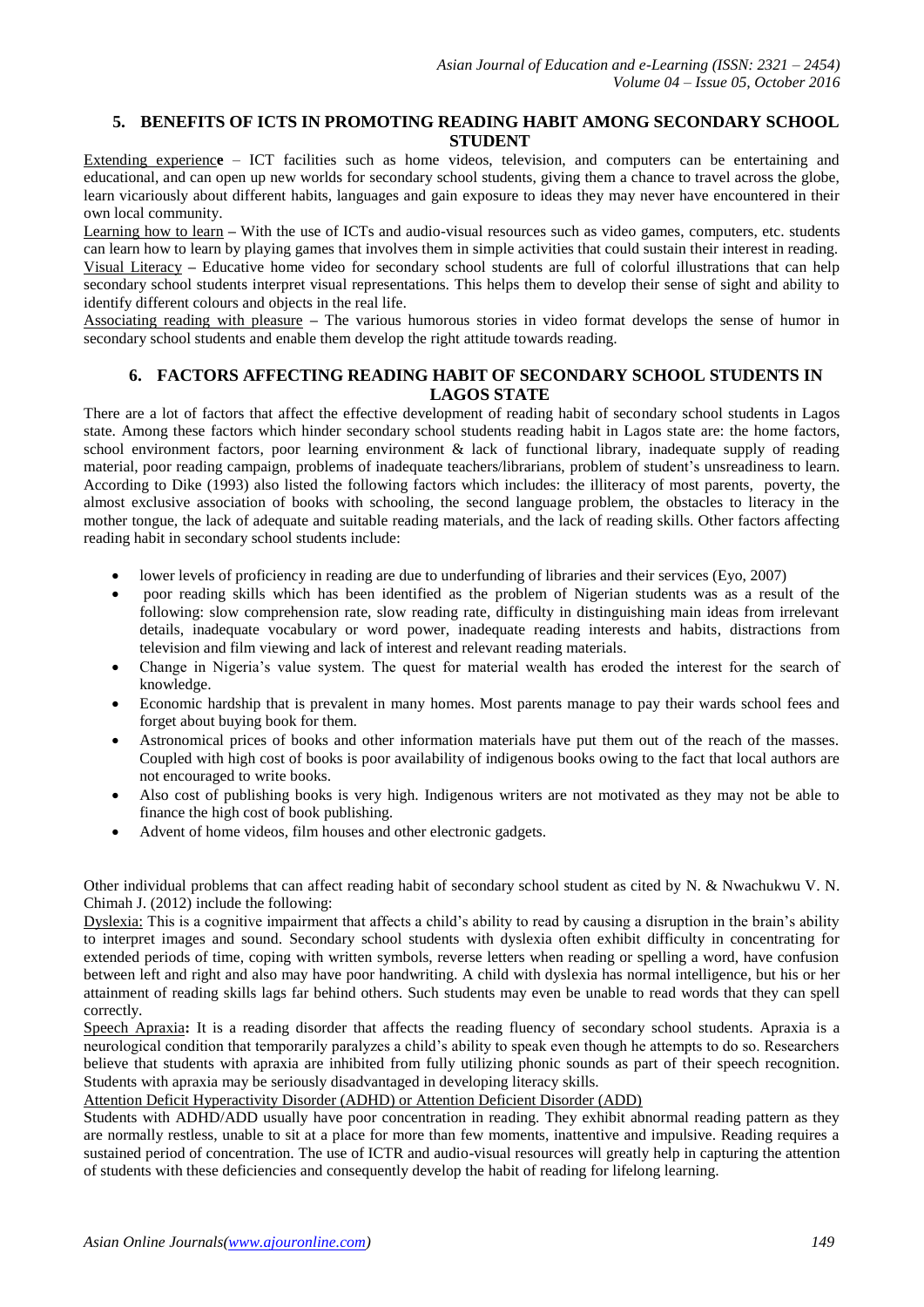## 5. BENEFITS OF ICTS IN PROMOTING READING HABIT AMONG SECONDARY SCHOOL STUDENT

Extending experience – ICT facilities such as home videos, television, and computers can be entertaining and educational, and can open up new worlds for secondary school students, giving them a chance to travel across the globe, learn vicariously about different habits, languages and gain exposure to ideas they may never have encountered in their own local community.

Learning how to learn – With the use of ICTs and audio-visual resources such as video games, computers, etc. students can learn how to learn by playing games that involves them in simple activities that could sustain their interest in reading.

Visual Literacy – Educative home video for secondary school students are full of colorful illustrations that can help secondary school students interpret visual representations. This helps them to develop their sense of sight and ability to identify different colours and objects in the real life.

Associating reading with pleasure – The various humorous stories in video format develops the sense of humor in secondary school students and enable them develop the right attitude towards reading.

## 6. FACTORS AFFECTING READING HABIT OF SECONDARY SCHOOL STUDENTS IN LAGOS STATE

There are a lot of factors that affect the effective development of reading habit of secondary school students in Lagos state. Among these factors which hinder secondary school students reading habit in Lagos state are: the home factors, school environment factors, poor learning environment & lack of functional library, inadequate supply of reading material, poor reading campaign, problems of inadequate teachers/librarians, problem of student's unsreadiness to learn. According to Dike (1993) also listed the following factors which includes: the illiteracy of most parents, poverty, the almost exclusive association of books with schooling, the second language problem, the obstacles to literacy in the mother tongue, the lack of adequate and suitable reading materials, and the lack of reading skills. Other factors affecting reading habit in secondary school students include:

- lower levels of proficiency in reading are due to underfunding of libraries and their services (Eyo, 2007)
- poor reading skills which has been identified as the problem of Nigerian students was as a result of the following: slow comprehension rate, slow reading rate, difficulty in distinguishing main ideas from irrelevant details, inadequate vocabulary or word power, inadequate reading interests and habits, distractions from television and film viewing and lack of interest and relevant reading materials.
- Change in Nigeria's value system. The quest for material wealth has eroded the interest for the search of knowledge.
- Economic hardship that is prevalent in many homes. Most parents manage to pay their wards school fees and forget about buying book for them.
- Astronomical prices of books and other information materials have put them out of the reach of the masses. Coupled with high cost of books is poor availability of indigenous books owing to the fact that local authors are not encouraged to write books.
- Also cost of publishing books is very high. Indigenous writers are not motivated as they may not be able to finance the high cost of book publishing.
- Advent of home videos, film houses and other electronic gadgets.

Other individual problems that can affect reading habit of secondary school student as cited by N. & Nwachukwu V. N. Chimah J. (2012) include the following:

Dyslexia: This is a cognitive impairment that affects a child's ability to read by causing a disruption in the brain's ability to interpret images and sound. Secondary school students with dyslexia often exhibit difficulty in concentrating for extended periods of time, coping with written symbols, reverse letters when reading or spelling a word, have confusion between left and right and also may have poor handwriting. A child with dyslexia has normal intelligence, but his or her attainment of reading skills lags far behind others. Such students may even be unable to read words that they can spell correctly.

Speech Apraxia**:** It is a reading disorder that affects the reading fluency of secondary school students. Apraxia is a neurological condition that temporarily paralyzes a child's ability to speak even though he attempts to do so. Researchers believe that students with apraxia are inhibited from fully utilizing phonic sounds as part of their speech recognition. Students with apraxia may be seriously disadvantaged in developing literacy skills.

Attention Deficit Hyperactivity Disorder (ADHD) or Attention Deficient Disorder (ADD)

Students with ADHD/ADD usually have poor concentration in reading. They exhibit abnormal reading pattern as they are normally restless, unable to sit at a place for more than few moments, inattentive and impulsive. Reading requires a sustained period of concentration. The use of ICTR and audio-visual resources will greatly help in capturing the attention of students with these deficiencies and consequently develop the habit of reading for lifelong learning.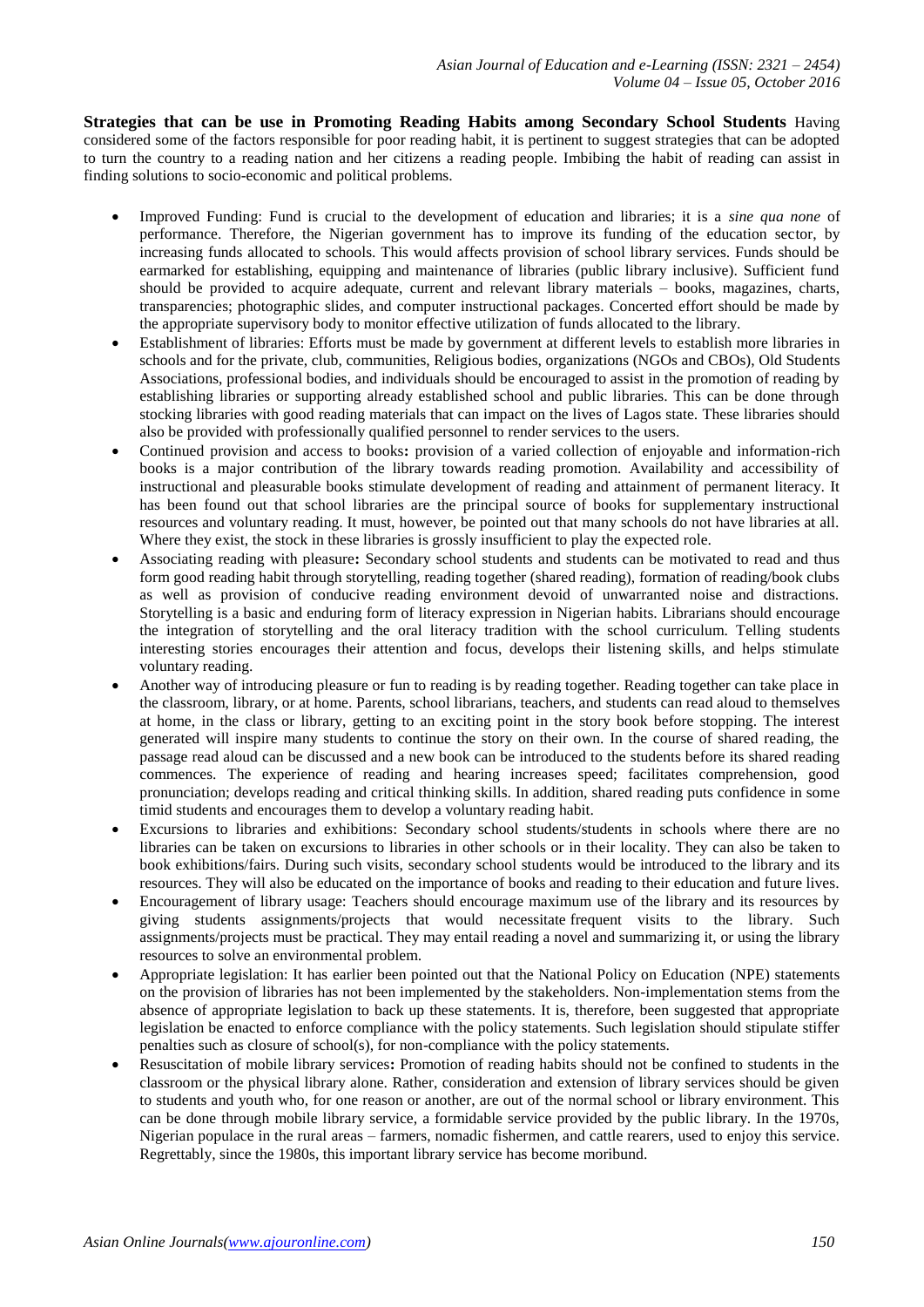**Strategies that can be use in Promoting Reading Habits among Secondary School Students** Having considered some of the factors responsible for poor reading habit, it is pertinent to suggest strategies that can be adopted to turn the country to a reading nation and her citizens a reading people. Imbibing the habit of reading can assist in finding solutions to socio-economic and political problems.

- Improved Funding: Fund is crucial to the development of education and libraries; it is a *sine qua none* of performance. Therefore, the Nigerian government has to improve its funding of the education sector, by increasing funds allocated to schools. This would affects provision of school library services. Funds should be earmarked for establishing, equipping and maintenance of libraries (public library inclusive). Sufficient fund should be provided to acquire adequate, current and relevant library materials – books, magazines, charts, transparencies; photographic slides, and computer instructional packages. Concerted effort should be made by the appropriate supervisory body to monitor effective utilization of funds allocated to the library.
- Establishment of libraries: Efforts must be made by government at different levels to establish more libraries in schools and for the private, club, communities, Religious bodies, organizations (NGOs and CBOs), Old Students Associations, professional bodies, and individuals should be encouraged to assist in the promotion of reading by establishing libraries or supporting already established school and public libraries. This can be done through stocking libraries with good reading materials that can impact on the lives of Lagos state. These libraries should also be provided with professionally qualified personnel to render services to the users.
- Continued provision and access to books**:** provision of a varied collection of enjoyable and information-rich books is a major contribution of the library towards reading promotion. Availability and accessibility of instructional and pleasurable books stimulate development of reading and attainment of permanent literacy. It has been found out that school libraries are the principal source of books for supplementary instructional resources and voluntary reading. It must, however, be pointed out that many schools do not have libraries at all. Where they exist, the stock in these libraries is grossly insufficient to play the expected role.
- Associating reading with pleasure**:** Secondary school students and students can be motivated to read and thus form good reading habit through storytelling, reading together (shared reading), formation of reading/book clubs as well as provision of conducive reading environment devoid of unwarranted noise and distractions. Storytelling is a basic and enduring form of literacy expression in Nigerian habits. Librarians should encourage the integration of storytelling and the oral literacy tradition with the school curriculum. Telling students interesting stories encourages their attention and focus, develops their listening skills, and helps stimulate voluntary reading.
- Another way of introducing pleasure or fun to reading is by reading together. Reading together can take place in the classroom, library, or at home. Parents, school librarians, teachers, and students can read aloud to themselves at home, in the class or library, getting to an exciting point in the story book before stopping. The interest generated will inspire many students to continue the story on their own. In the course of shared reading, the passage read aloud can be discussed and a new book can be introduced to the students before its shared reading commences. The experience of reading and hearing increases speed; facilitates comprehension, good pronunciation; develops reading and critical thinking skills. In addition, shared reading puts confidence in some timid students and encourages them to develop a voluntary reading habit.
- Excursions to libraries and exhibitions: Secondary school students/students in schools where there are no libraries can be taken on excursions to libraries in other schools or in their locality. They can also be taken to book exhibitions/fairs. During such visits, secondary school students would be introduced to the library and its resources. They will also be educated on the importance of books and reading to their education and future lives.
- Encouragement of library usage: Teachers should encourage maximum use of the library and its resources by giving students assignments/projects that would necessitate frequent visits to the library. Such assignments/projects must be practical. They may entail reading a novel and summarizing it, or using the library resources to solve an environmental problem.
- Appropriate legislation: It has earlier been pointed out that the National Policy on Education (NPE) statements on the provision of libraries has not been implemented by the stakeholders. Non-implementation stems from the absence of appropriate legislation to back up these statements. It is, therefore, been suggested that appropriate legislation be enacted to enforce compliance with the policy statements. Such legislation should stipulate stiffer penalties such as closure of school(s), for non-compliance with the policy statements.
- Resuscitation of mobile library services**:** Promotion of reading habits should not be confined to students in the classroom or the physical library alone. Rather, consideration and extension of library services should be given to students and youth who, for one reason or another, are out of the normal school or library environment. This can be done through mobile library service, a formidable service provided by the public library. In the 1970s, Nigerian populace in the rural areas – farmers, nomadic fishermen, and cattle rearers, used to enjoy this service. Regrettably, since the 1980s, this important library service has become moribund.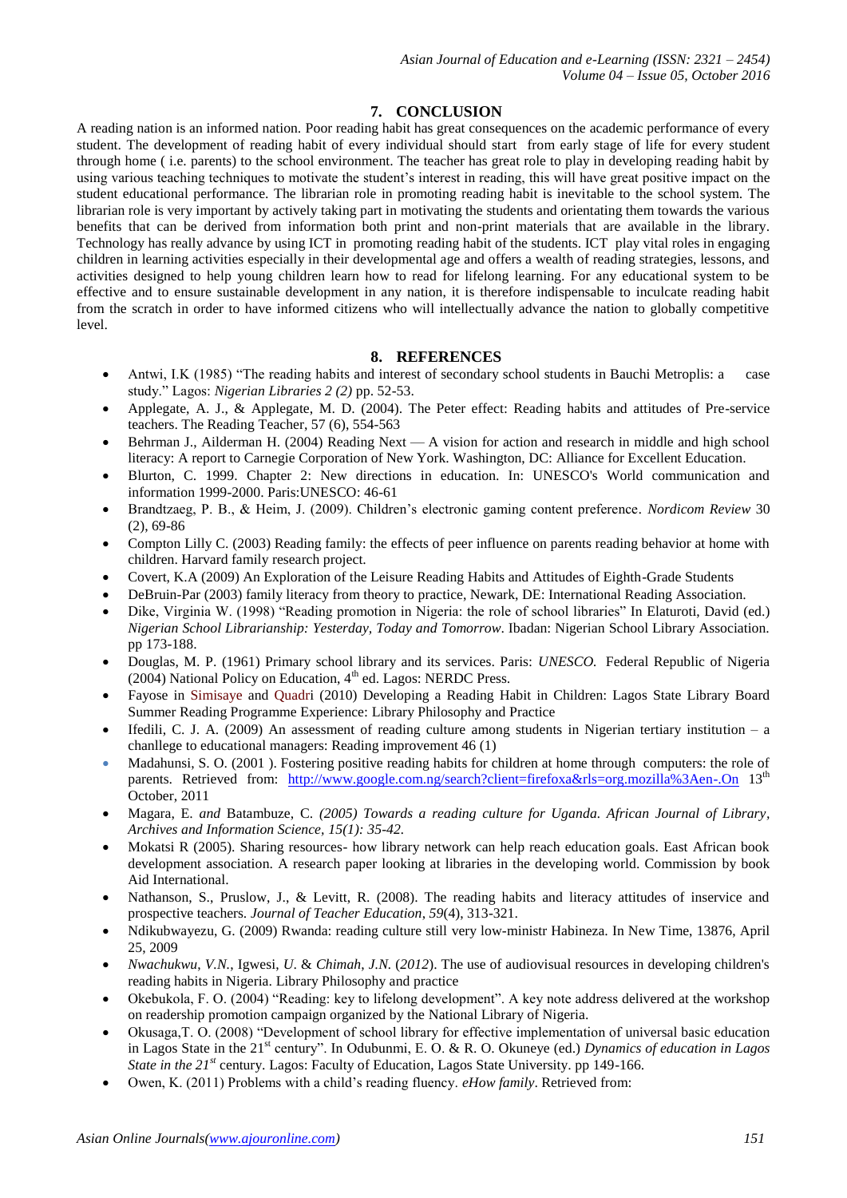## 7. CONCLUSION

A reading nation is an informed nation. Poor reading habit has great consequences on the academic performance of every student. The development of reading habit of every individual should start from early stage of life for every student through home ( i.e. parents) to the school environment. The teacher has great role to play in developing reading habit by using various teaching techniques to motivate the student's interest in reading, this will have great positive impact on the student educational performance. The librarian role in promoting reading habit is inevitable to the school system. The librarian role is very important by actively taking part in motivating the students and orientating them towards the various benefits that can be derived from information both print and non-print materials that are available in the library. Technology has really advance by using ICT in promoting reading habit of the students. ICT play vital roles in engaging children in learning activities especially in their developmental age and offers a wealth of reading strategies, lessons, and activities designed to help young children learn how to read for lifelong learning. For any educational system to be effective and to ensure sustainable development in any nation, it is therefore indispensable to inculcate reading habit from the scratch in order to have informed citizens who will intellectually advance the nation to globally competitive level.

## 8. REFERENCES

- Antwi, I.K (1985) "The reading habits and interest of secondary school students in Bauchi Metroplis: a case study." Lagos: *Nigerian Libraries 2 (2)* pp. 52-53.
- Applegate, A. J., & Applegate, M. D. (2004). The Peter effect: Reading habits and attitudes of Pre-service teachers. The Reading Teacher, 57 (6), 554-563
- Behrman J., Ailderman H. (2004) Reading Next — A vision for action and research in middle and high school literacy: A report to Carnegie Corporation of New York. Washington, DC: Alliance for Excellent Education.
- Blurton, C. 1999. Chapter 2: New directions in education. In: UNESCO's World communication and information 1999-2000. Paris:UNESCO: 46-61
- Brandtzaeg, P. B., & Heim, J. (2009). Children's electronic gaming content preference. *Nordicom Review* 30 (2), 69-86
- Compton Lilly C. (2003) Reading family: the effects of peer influence on parents reading behavior at home with children. Harvard family research project.
- Covert, K.A (2009) An Exploration of the Leisure Reading Habits and Attitudes of Eighth-Grade Students
- DeBruin-Par (2003) family literacy from theory to practice, Newark, DE: International Reading Association.
- Dike, Virginia W. (1998) "Reading promotion in Nigeria: the role of school libraries" In Elaturoti, David (ed.) *Nigerian School Librarianship: Yesterday, Today and Tomorrow*. Ibadan: Nigerian School Library Association. pp 173-188.
- Douglas, M. P. (1961) Primary school library and its services. Paris: *UNESCO.* Federal Republic of Nigeria (2004) National Policy on Education, 4th ed. Lagos: NERDC Press.
- Fayose in Simisaye and Quadri (2010) Developing a Reading Habit in Children: Lagos State Library Board Summer Reading Programme Experience: Library Philosophy and Practice
- Ifedili, C. J. A. (2009) An assessment of reading culture among students in Nigerian tertiary institution – a chanllege to educational managers: Reading improvement 46 (1)
- Madahunsi, S. O. (2001 ). Fostering positive reading habits for children at home through computers: the role of parents. Retrieved from: http://www.google.com.ng/search?client=firefoxa&rls=org.mozilla%3Aen-.On 13th October, 2011
- Magara, E. *and* Batambuze, C. *(2005) Towards a reading culture for Uganda. African Journal of Library, Archives and Information Science, 15(1): 35-42.*
- Mokatsi R (2005). Sharing resources- how library network can help reach education goals. East African book development association. A research paper looking at libraries in the developing world. Commission by book Aid International.
- Nathanson, S., Pruslow, J., & Levitt, R. (2008). The reading habits and literacy attitudes of inservice and prospective teachers. *Journal of Teacher Education*, *59*(4), 313-321.
- Ndikubwayezu, G. (2009) Rwanda: reading culture still very low-ministr Habineza. In New Time, 13876, April 25, 2009
- *Nwachukwu*, *V.N.*, Igwesi, *U.* & *Chimah*, *J.N.* (*2012*). The use of audiovisual resources in developing children's reading habits in Nigeria. Library Philosophy and practice
- Okebukola, F. O. (2004) "Reading: key to lifelong development". A key note address delivered at the workshop on readership promotion campaign organized by the National Library of Nigeria.
- Okusaga,T. O. (2008) "Development of school library for effective implementation of universal basic education in Lagos State in the 21st century". In Odubunmi, E. O. & R. O. Okuneye (ed.) *Dynamics of education in Lagos State in the 21st* century. Lagos: Faculty of Education, Lagos State University. pp 149-166.
- Owen, K. (2011) Problems with a child's reading fluency. *eHow family*. Retrieved from: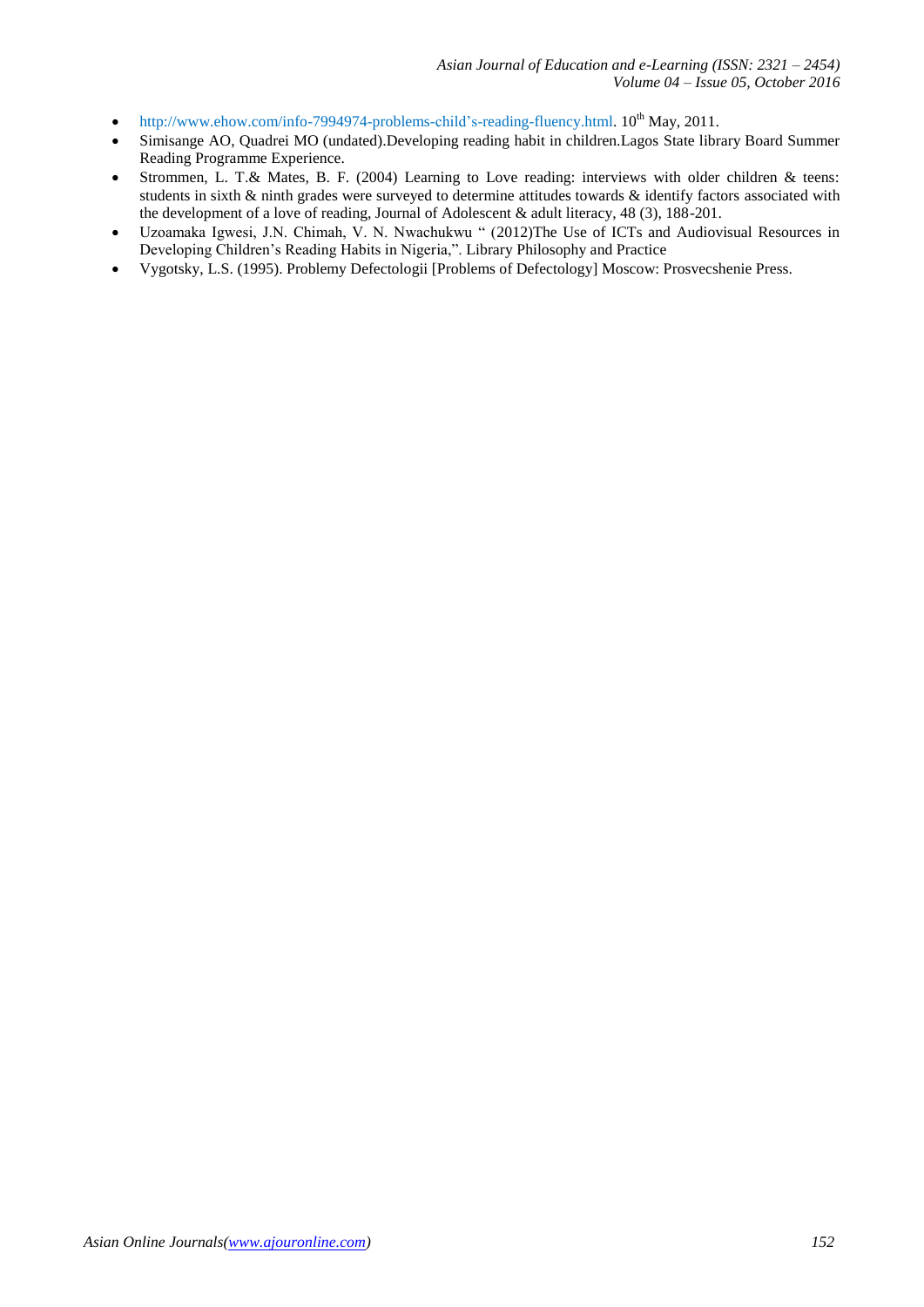- http://www.ehow.com/info-7994974-problems-child's-reading-fluency.html. 10th May, 2011.
- Simisange AO, Quadrei MO (undated).Developing reading habit in children.Lagos State library Board Summer Reading Programme Experience.
- Strommen, L. T.& Mates, B. F. (2004) Learning to Love reading: interviews with older children & teens: students in sixth & ninth grades were surveyed to determine attitudes towards & identify factors associated with the development of a love of reading, Journal of Adolescent & adult literacy, 48 (3), 188-201.
- Uzoamaka Igwesi, J.N. Chimah, V. N. Nwachukwu " (2012)The Use of ICTs and Audiovisual Resources in Developing Children's Reading Habits in Nigeria,". Library Philosophy and Practice
- Vygotsky, L.S. (1995). Problemy Defectologii [Problems of Defectology] Moscow: Prosvecshenie Press.